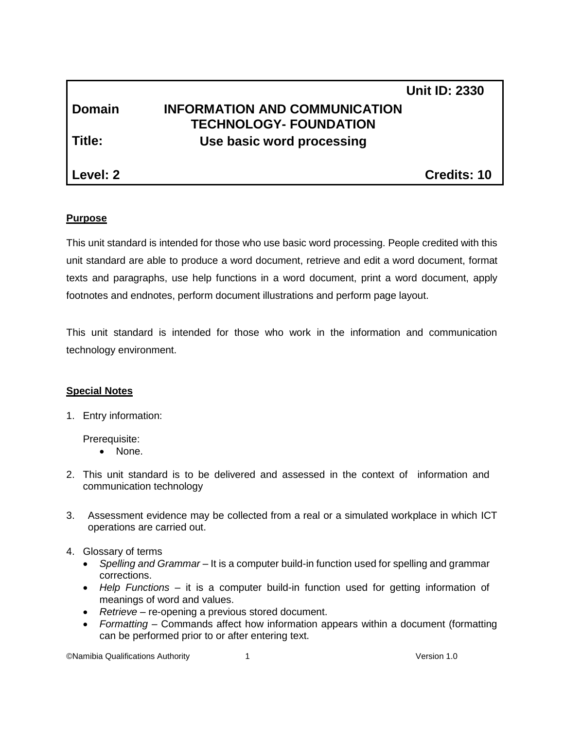| | | Unit ID: 2330 |
|---|---|---|
| **Domain** | **INFORMATION AND COMMUNICATION TECHNOLOGY- FOUNDATION** | |
| **Title:** | **Use basic word processing** | |
| **Level: 2** | | **Credits: 10** |

## Purpose

This unit standard is intended for those who use basic word processing. People credited with this unit standard are able to produce a word document, retrieve and edit a word document, format texts and paragraphs, use help functions in a word document, print a word document, apply footnotes and endnotes, perform document illustrations and perform page layout.

This unit standard is intended for those who work in the information and communication technology environment.

## Special Notes

1. Entry information:

   Prerequisite:
   - None.

2. This unit standard is to be delivered and assessed in the context of information and communication technology

3. Assessment evidence may be collected from a real or a simulated workplace in which ICT operations are carried out.

4. Glossary of terms
   - *Spelling and Grammar* – It is a computer build-in function used for spelling and grammar corrections.
   - *Help Functions* – it is a computer build-in function used for getting information of meanings of word and values.
   - *Retrieve* – re-opening a previous stored document.
   - *Formatting* – Commands affect how information appears within a document (formatting can be performed prior to or after entering text.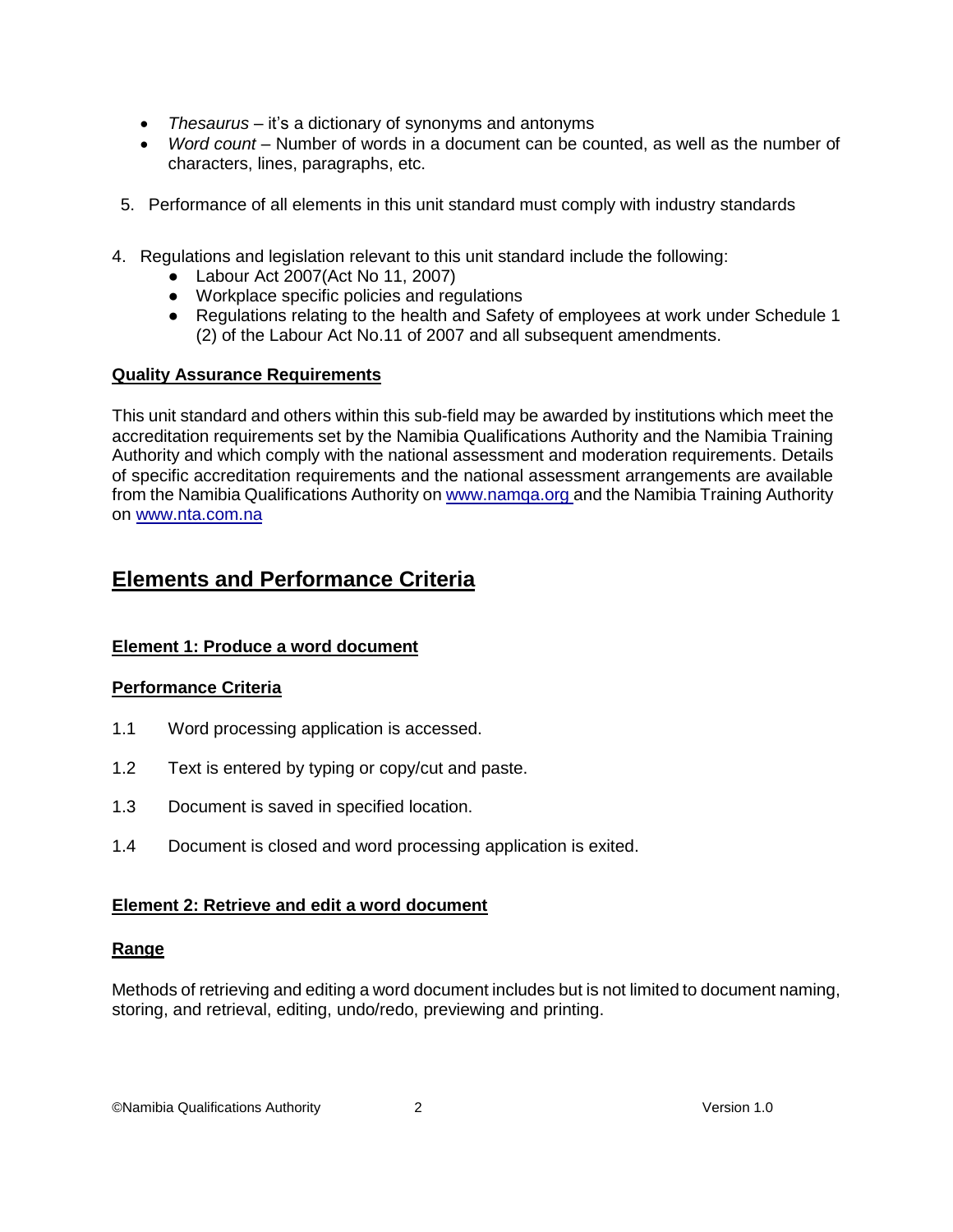- *Thesaurus* – it's a dictionary of synonyms and antonyms
- *Word count* – Number of words in a document can be counted, as well as the number of characters, lines, paragraphs, etc.

5. Performance of all elements in this unit standard must comply with industry standards

4. Regulations and legislation relevant to this unit standard include the following:
   - Labour Act 2007(Act No 11, 2007)
   - Workplace specific policies and regulations
   - Regulations relating to the health and Safety of employees at work under Schedule 1 (2) of the Labour Act No.11 of 2007 and all subsequent amendments.

**Quality Assurance Requirements**

This unit standard and others within this sub-field may be awarded by institutions which meet the accreditation requirements set by the Namibia Qualifications Authority and the Namibia Training Authority and which comply with the national assessment and moderation requirements. Details of specific accreditation requirements and the national assessment arrangements are available from the Namibia Qualifications Authority on [www.namqa.org](www.namqa.org) and the Namibia Training Authority on [www.nta.com.na](www.nta.com.na)

## Elements and Performance Criteria

### Element 1: Produce a word document

**Performance Criteria**

1.1 Word processing application is accessed.

1.2 Text is entered by typing or copy/cut and paste.

1.3 Document is saved in specified location.

1.4 Document is closed and word processing application is exited.

### Element 2: Retrieve and edit a word document

**Range**

Methods of retrieving and editing a word document includes but is not limited to document naming, storing, and retrieval, editing, undo/redo, previewing and printing.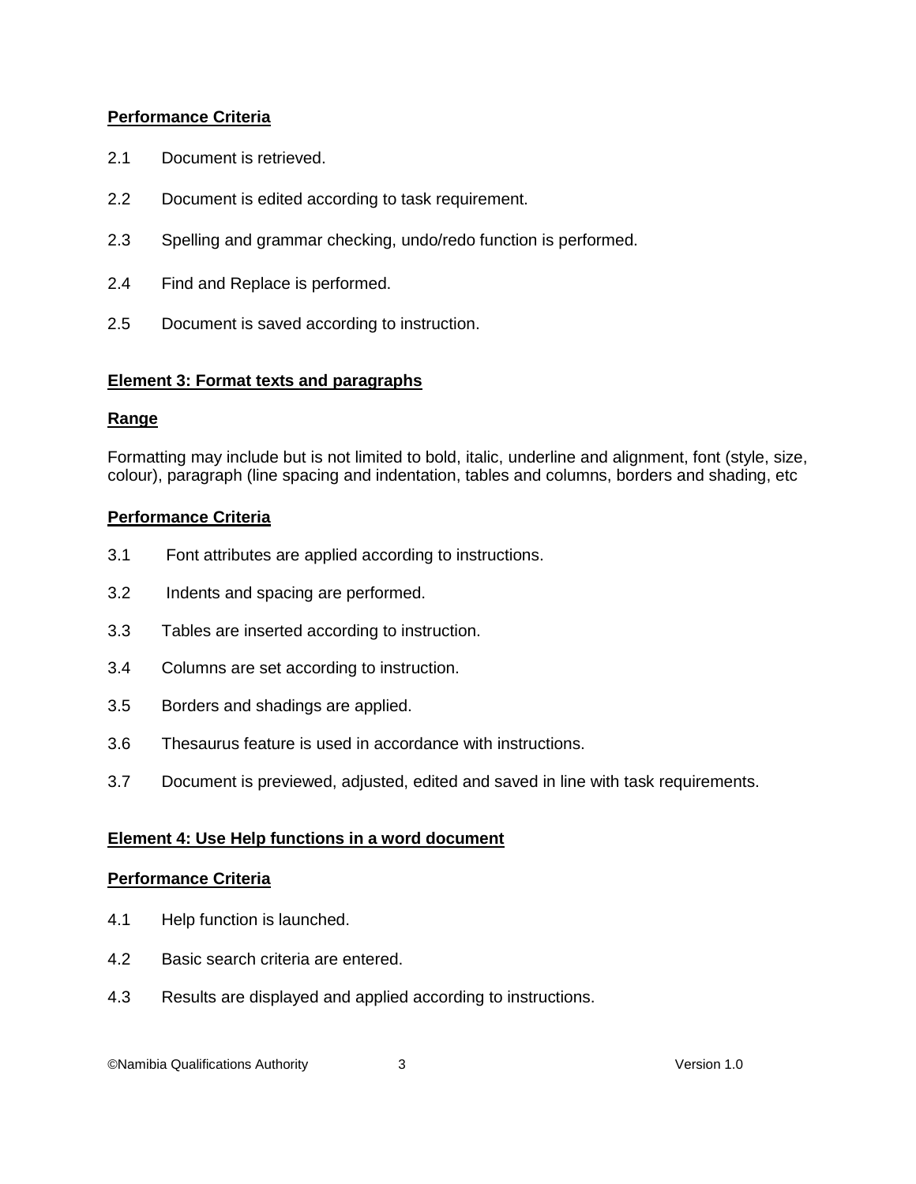**Performance Criteria**

2.1 Document is retrieved.

2.2 Document is edited according to task requirement.

2.3 Spelling and grammar checking, undo/redo function is performed.

2.4 Find and Replace is performed.

2.5 Document is saved according to instruction.

**Element 3: Format texts and paragraphs**

**Range**

Formatting may include but is not limited to bold, italic, underline and alignment, font (style, size, colour), paragraph (line spacing and indentation, tables and columns, borders and shading, etc

**Performance Criteria**

3.1 Font attributes are applied according to instructions.

3.2 Indents and spacing are performed.

3.3 Tables are inserted according to instruction.

3.4 Columns are set according to instruction.

3.5 Borders and shadings are applied.

3.6 Thesaurus feature is used in accordance with instructions.

3.7 Document is previewed, adjusted, edited and saved in line with task requirements.

**Element 4: Use Help functions in a word document**

**Performance Criteria**

4.1 Help function is launched.

4.2 Basic search criteria are entered.

4.3 Results are displayed and applied according to instructions.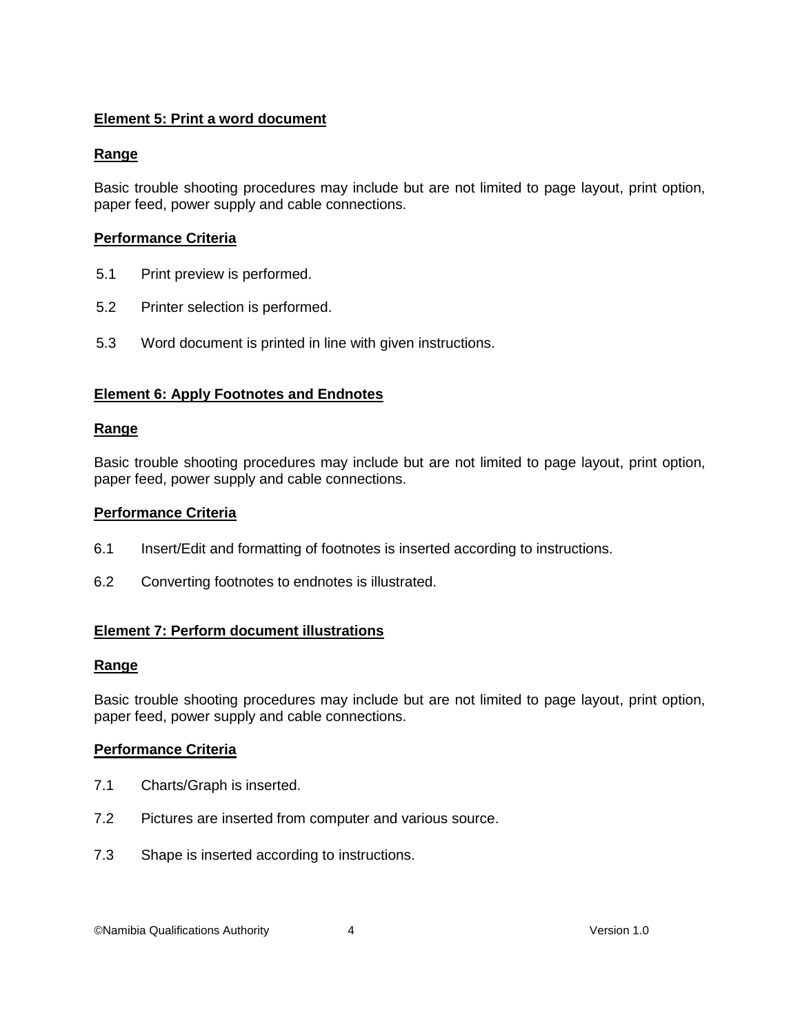**Element 5: Print a word document**

**Range**

Basic trouble shooting procedures may include but are not limited to page layout, print option, paper feed, power supply and cable connections.

**Performance Criteria**

5.1 Print preview is performed.

5.2 Printer selection is performed.

5.3 Word document is printed in line with given instructions.

**Element 6: Apply Footnotes and Endnotes**

**Range**

Basic trouble shooting procedures may include but are not limited to page layout, print option, paper feed, power supply and cable connections.

**Performance Criteria**

6.1 Insert/Edit and formatting of footnotes is inserted according to instructions.

6.2 Converting footnotes to endnotes is illustrated.

**Element 7: Perform document illustrations**

**Range**

Basic trouble shooting procedures may include but are not limited to page layout, print option, paper feed, power supply and cable connections.

**Performance Criteria**

7.1 Charts/Graph is inserted.

7.2 Pictures are inserted from computer and various source.

7.3 Shape is inserted according to instructions.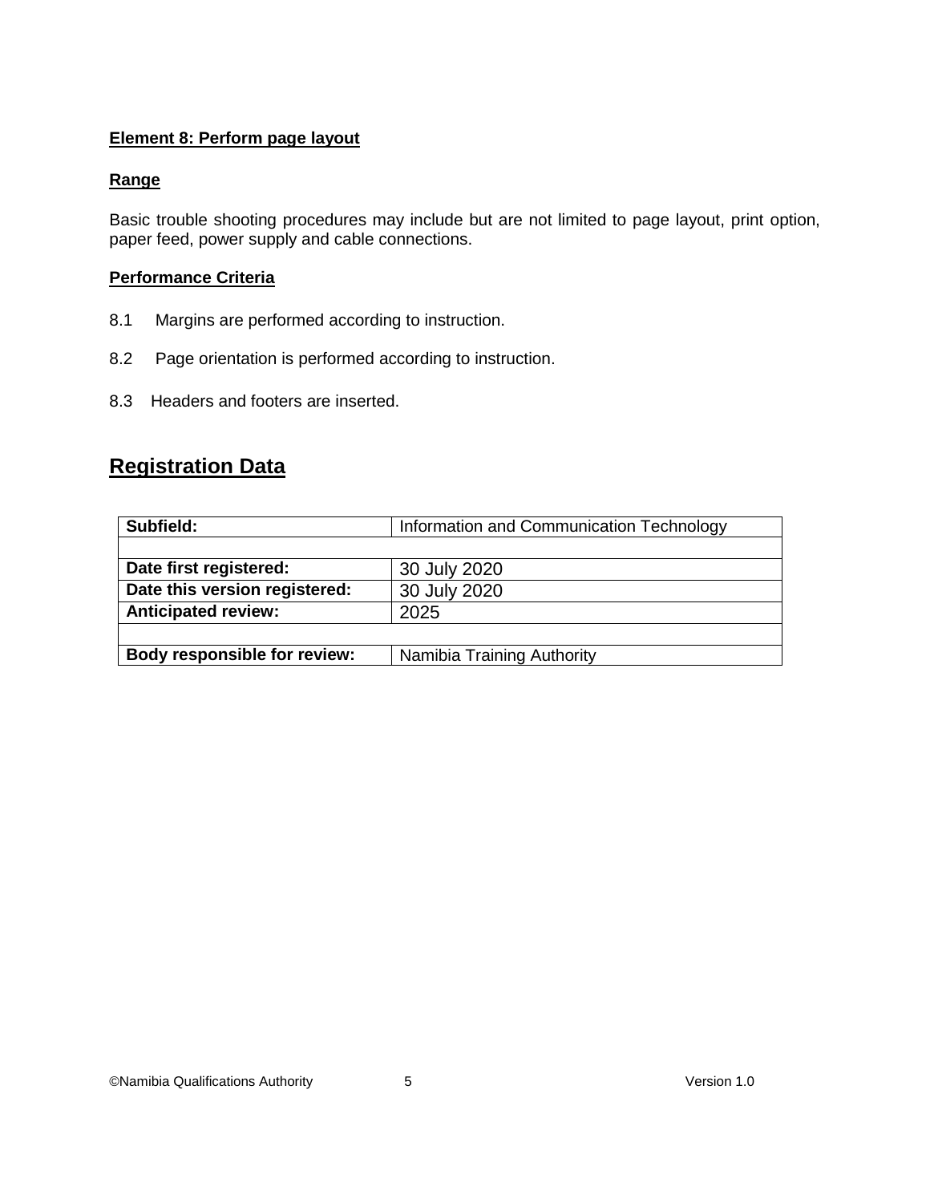**Element 8: Perform page layout**

**Range**

Basic trouble shooting procedures may include but are not limited to page layout, print option, paper feed, power supply and cable connections.

**Performance Criteria**

8.1 Margins are performed according to instruction.

8.2 Page orientation is performed according to instruction.

8.3 Headers and footers are inserted.

## Registration Data

| | |
|---|---|
| **Subfield:** | Information and Communication Technology |
| | |
| **Date first registered:** | 30 July 2020 |
| **Date this version registered:** | 30 July 2020 |
| **Anticipated review:** | 2025 |
| | |
| **Body responsible for review:** | Namibia Training Authority |